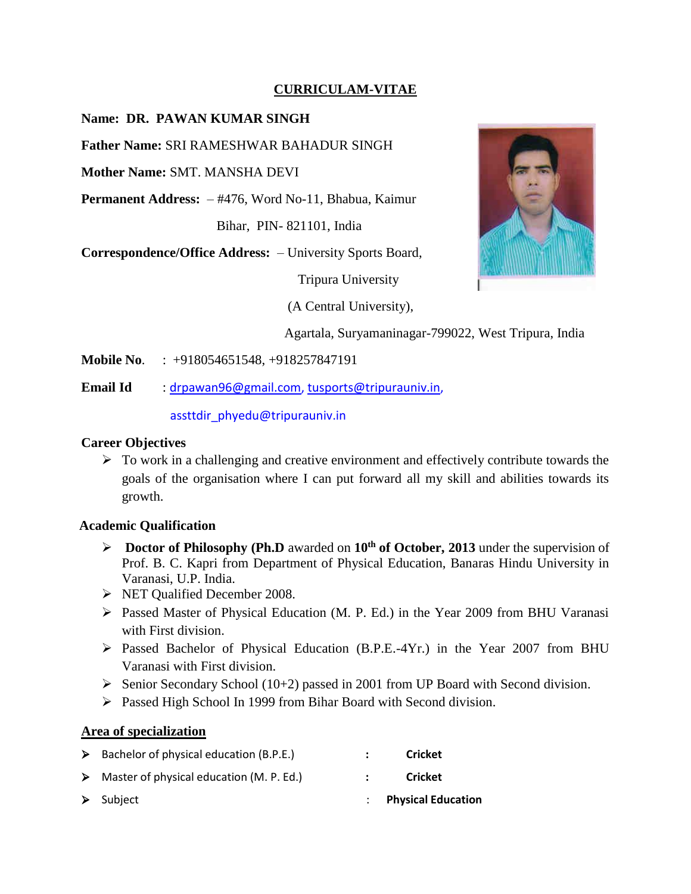# CURRICULAM-VITAE

**Name: DR. PAWAN KUMAR SINGH**

**Father Name:** SRI RAMESHWAR BAHADUR SINGH

**Mother Name:** SMT. MANSHA DEVI

**Permanent Address:** – #476, Word No-11, Bhabua, Kaimur
Bihar, PIN- 821101, India

**Correspondence/Office Address:** – University Sports Board,
Tripura University
(A Central University),
Agartala, Suryamaninagar-799022, West Tripura, India

**Mobile No.** : +918054651548, +918257847191

**Email Id** : drpawan96@gmail.com, tusports@tripurauniv.in,
assttdir_phyedu@tripurauniv.in

**Career Objectives**

- To work in a challenging and creative environment and effectively contribute towards the goals of the organisation where I can put forward all my skill and abilities towards its growth.

**Academic Qualification**

- **Doctor of Philosophy (Ph.D** awarded on **10th of October, 2013** under the supervision of Prof. B. C. Kapri from Department of Physical Education, Banaras Hindu University in Varanasi, U.P. India.
- NET Qualified December 2008.
- Passed Master of Physical Education (M. P. Ed.) in the Year 2009 from BHU Varanasi with First division.
- Passed Bachelor of Physical Education (B.P.E.-4Yr.) in the Year 2007 from BHU Varanasi with First division.
- Senior Secondary School (10+2) passed in 2001 from UP Board with Second division.
- Passed High School In 1999 from Bihar Board with Second division.

**Area of specialization**

- Bachelor of physical education (B.P.E.) : **Cricket**
- Master of physical education (M. P. Ed.) : **Cricket**
- Subject : **Physical Education**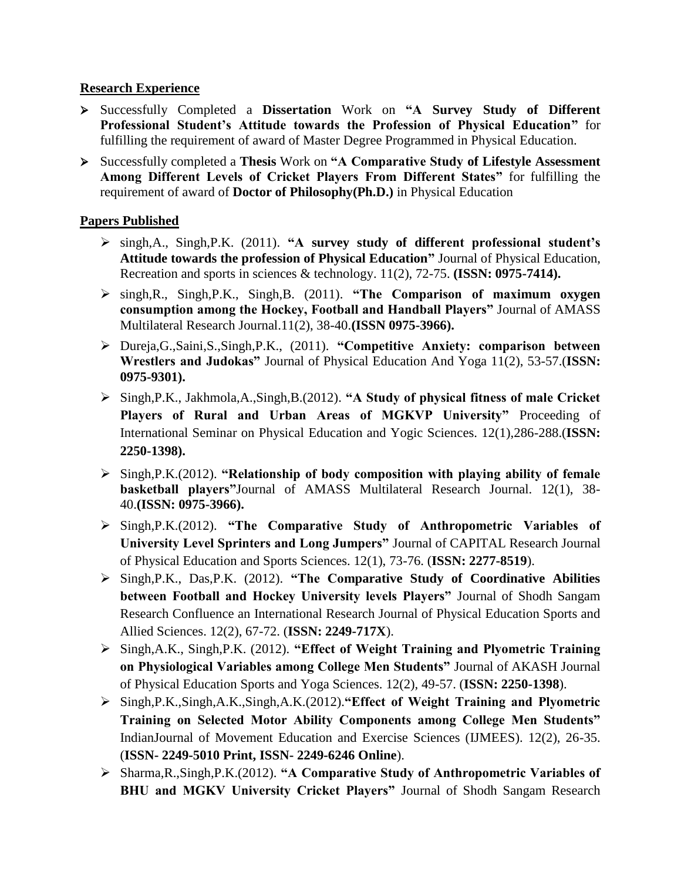## Research Experience

- Successfully Completed a **Dissertation** Work on **"A Survey Study of Different Professional Student's Attitude towards the Profession of Physical Education"** for fulfilling the requirement of award of Master Degree Programmed in Physical Education.
- Successfully completed a **Thesis** Work on **"A Comparative Study of Lifestyle Assessment Among Different Levels of Cricket Players From Different States"** for fulfilling the requirement of award of **Doctor of Philosophy(Ph.D.)** in Physical Education

## Papers Published

- singh,A., Singh,P.K. (2011). **"A survey study of different professional student's Attitude towards the profession of Physical Education"** Journal of Physical Education, Recreation and sports in sciences & technology. 11(2), 72-75. **(ISSN: 0975-7414).**
- singh,R., Singh,P.K., Singh,B. (2011). **"The Comparison of maximum oxygen consumption among the Hockey, Football and Handball Players"** Journal of AMASS Multilateral Research Journal.11(2), 38-40.**(ISSN 0975-3966).**
- Dureja,G.,Saini,S.,Singh,P.K., (2011). **"Competitive Anxiety: comparison between Wrestlers and Judokas"** Journal of Physical Education And Yoga 11(2), 53-57.(**ISSN: 0975-9301).**
- Singh,P.K., Jakhmola,A.,Singh,B.(2012). **"A Study of physical fitness of male Cricket Players of Rural and Urban Areas of MGKVP University"** Proceeding of International Seminar on Physical Education and Yogic Sciences. 12(1),286-288.(**ISSN: 2250-1398).**
- Singh,P.K.(2012). **"Relationship of body composition with playing ability of female basketball players"**Journal of AMASS Multilateral Research Journal. 12(1), 38-40.**(ISSN: 0975-3966).**
- Singh,P.K.(2012). **"The Comparative Study of Anthropometric Variables of University Level Sprinters and Long Jumpers"** Journal of CAPITAL Research Journal of Physical Education and Sports Sciences. 12(1), 73-76. (**ISSN: 2277-8519**).
- Singh,P.K., Das,P.K. (2012). **"The Comparative Study of Coordinative Abilities between Football and Hockey University levels Players"** Journal of Shodh Sangam Research Confluence an International Research Journal of Physical Education Sports and Allied Sciences. 12(2), 67-72. (**ISSN: 2249-717X**).
- Singh,A.K., Singh,P.K. (2012). **"Effect of Weight Training and Plyometric Training on Physiological Variables among College Men Students"** Journal of AKASH Journal of Physical Education Sports and Yoga Sciences. 12(2), 49-57. (**ISSN: 2250-1398**).
- Singh,P.K.,Singh,A.K.,Singh,A.K.(2012).**"Effect of Weight Training and Plyometric Training on Selected Motor Ability Components among College Men Students"** IndianJournal of Movement Education and Exercise Sciences (IJMEES). 12(2), 26-35. (**ISSN- 2249-5010 Print, ISSN- 2249-6246 Online**).
- Sharma,R.,Singh,P.K.(2012). **"A Comparative Study of Anthropometric Variables of BHU and MGKV University Cricket Players"** Journal of Shodh Sangam Research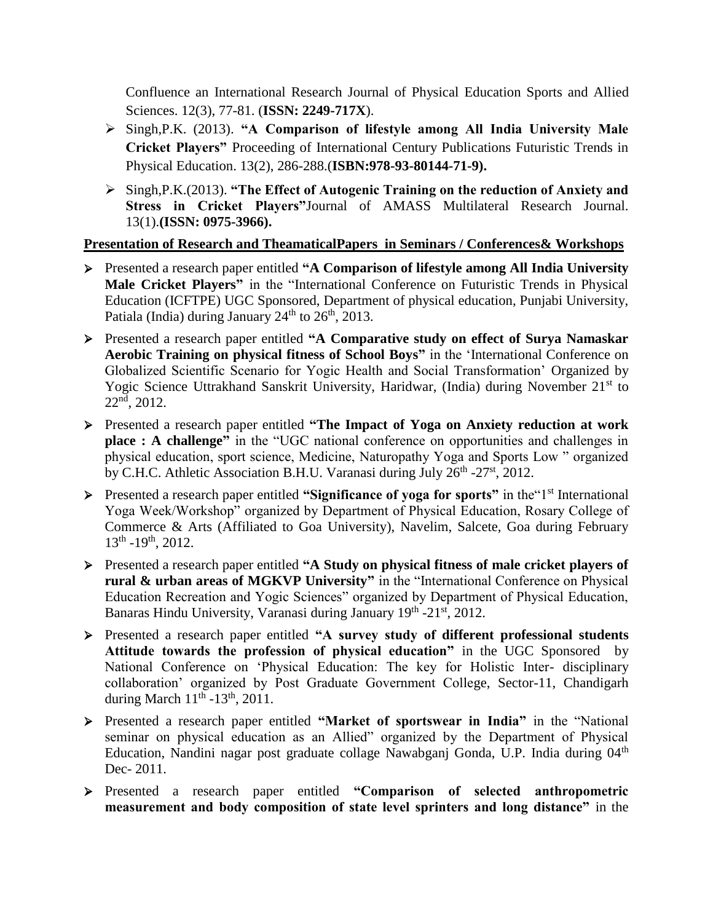Confluence an International Research Journal of Physical Education Sports and Allied Sciences. 12(3), 77-81. (**ISSN: 2249-717X**).

- Singh,P.K. (2013). **"A Comparison of lifestyle among All India University Male Cricket Players"** Proceeding of International Century Publications Futuristic Trends in Physical Education. 13(2), 286-288.(**ISBN:978-93-80144-71-9).**
- Singh,P.K.(2013). **"The Effect of Autogenic Training on the reduction of Anxiety and Stress in Cricket Players"**Journal of AMASS Multilateral Research Journal. 13(1).**(ISSN: 0975-3966).**

**Presentation of Research and TheamaticalPapers in Seminars / Conferences& Workshops**

- Presented a research paper entitled **"A Comparison of lifestyle among All India University Male Cricket Players"** in the "International Conference on Futuristic Trends in Physical Education (ICFTPE) UGC Sponsored, Department of physical education, Punjabi University, Patiala (India) during January 24th to 26th, 2013.
- Presented a research paper entitled **"A Comparative study on effect of Surya Namaskar Aerobic Training on physical fitness of School Boys"** in the 'International Conference on Globalized Scientific Scenario for Yogic Health and Social Transformation' Organized by Yogic Science Uttrakhand Sanskrit University, Haridwar, (India) during November 21st to 22nd, 2012.
- Presented a research paper entitled **"The Impact of Yoga on Anxiety reduction at work place : A challenge"** in the "UGC national conference on opportunities and challenges in physical education, sport science, Medicine, Naturopathy Yoga and Sports Low " organized by C.H.C. Athletic Association B.H.U. Varanasi during July 26th -27st, 2012.
- Presented a research paper entitled **"Significance of yoga for sports"** in the"1st International Yoga Week/Workshop" organized by Department of Physical Education, Rosary College of Commerce & Arts (Affiliated to Goa University), Navelim, Salcete, Goa during February 13th -19th, 2012.
- Presented a research paper entitled **"A Study on physical fitness of male cricket players of rural & urban areas of MGKVP University"** in the "International Conference on Physical Education Recreation and Yogic Sciences" organized by Department of Physical Education, Banaras Hindu University, Varanasi during January 19th -21st, 2012.
- Presented a research paper entitled **"A survey study of different professional students Attitude towards the profession of physical education"** in the UGC Sponsored by National Conference on 'Physical Education: The key for Holistic Inter- disciplinary collaboration' organized by Post Graduate Government College, Sector-11, Chandigarh during March 11th -13th, 2011.
- Presented a research paper entitled **"Market of sportswear in India"** in the "National seminar on physical education as an Allied" organized by the Department of Physical Education, Nandini nagar post graduate collage Nawabganj Gonda, U.P. India during 04th Dec- 2011.
- Presented a research paper entitled **"Comparison of selected anthropometric measurement and body composition of state level sprinters and long distance"** in the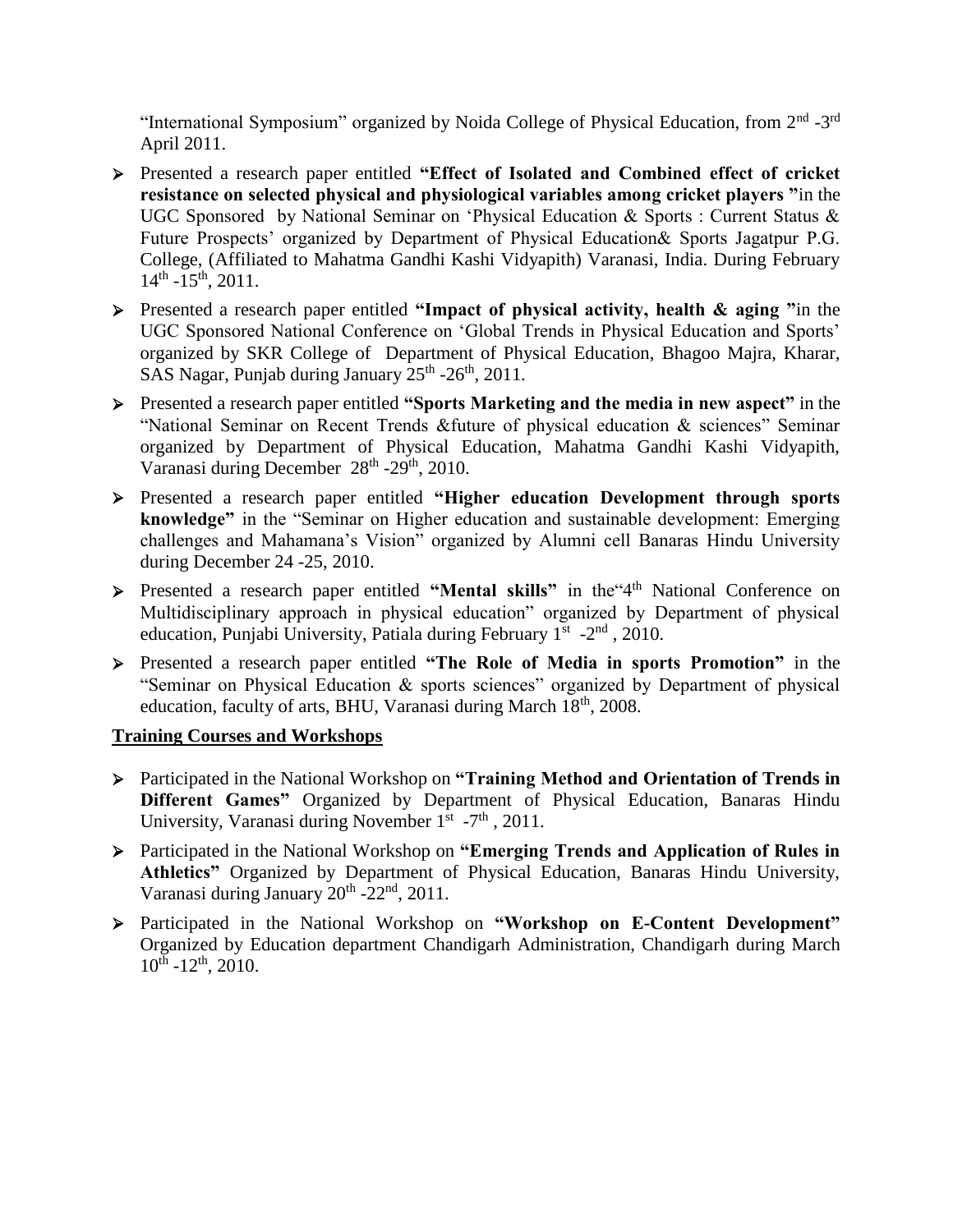"International Symposium" organized by Noida College of Physical Education, from 2nd -3rd April 2011.

- Presented a research paper entitled **"Effect of Isolated and Combined effect of cricket resistance on selected physical and physiological variables among cricket players "**in the UGC Sponsored by National Seminar on 'Physical Education & Sports : Current Status & Future Prospects' organized by Department of Physical Education& Sports Jagatpur P.G. College, (Affiliated to Mahatma Gandhi Kashi Vidyapith) Varanasi, India. During February 14th -15th, 2011.
- Presented a research paper entitled **"Impact of physical activity, health & aging "**in the UGC Sponsored National Conference on 'Global Trends in Physical Education and Sports' organized by SKR College of Department of Physical Education, Bhagoo Majra, Kharar, SAS Nagar, Punjab during January 25th -26th, 2011.
- Presented a research paper entitled **"Sports Marketing and the media in new aspect"** in the "National Seminar on Recent Trends &future of physical education & sciences" Seminar organized by Department of Physical Education, Mahatma Gandhi Kashi Vidyapith, Varanasi during December 28th -29th, 2010.
- Presented a research paper entitled **"Higher education Development through sports knowledge"** in the "Seminar on Higher education and sustainable development: Emerging challenges and Mahamana's Vision" organized by Alumni cell Banaras Hindu University during December 24 -25, 2010.
- Presented a research paper entitled **"Mental skills"** in the"4th National Conference on Multidisciplinary approach in physical education" organized by Department of physical education, Punjabi University, Patiala during February 1st -2nd , 2010.
- Presented a research paper entitled **"The Role of Media in sports Promotion"** in the "Seminar on Physical Education & sports sciences" organized by Department of physical education, faculty of arts, BHU, Varanasi during March 18th, 2008.

## Training Courses and Workshops

- Participated in the National Workshop on **"Training Method and Orientation of Trends in Different Games"** Organized by Department of Physical Education, Banaras Hindu University, Varanasi during November 1st -7th , 2011.
- Participated in the National Workshop on **"Emerging Trends and Application of Rules in Athletics"** Organized by Department of Physical Education, Banaras Hindu University, Varanasi during January 20th -22nd, 2011.
- Participated in the National Workshop on **"Workshop on E-Content Development"** Organized by Education department Chandigarh Administration, Chandigarh during March 10th -12th, 2010.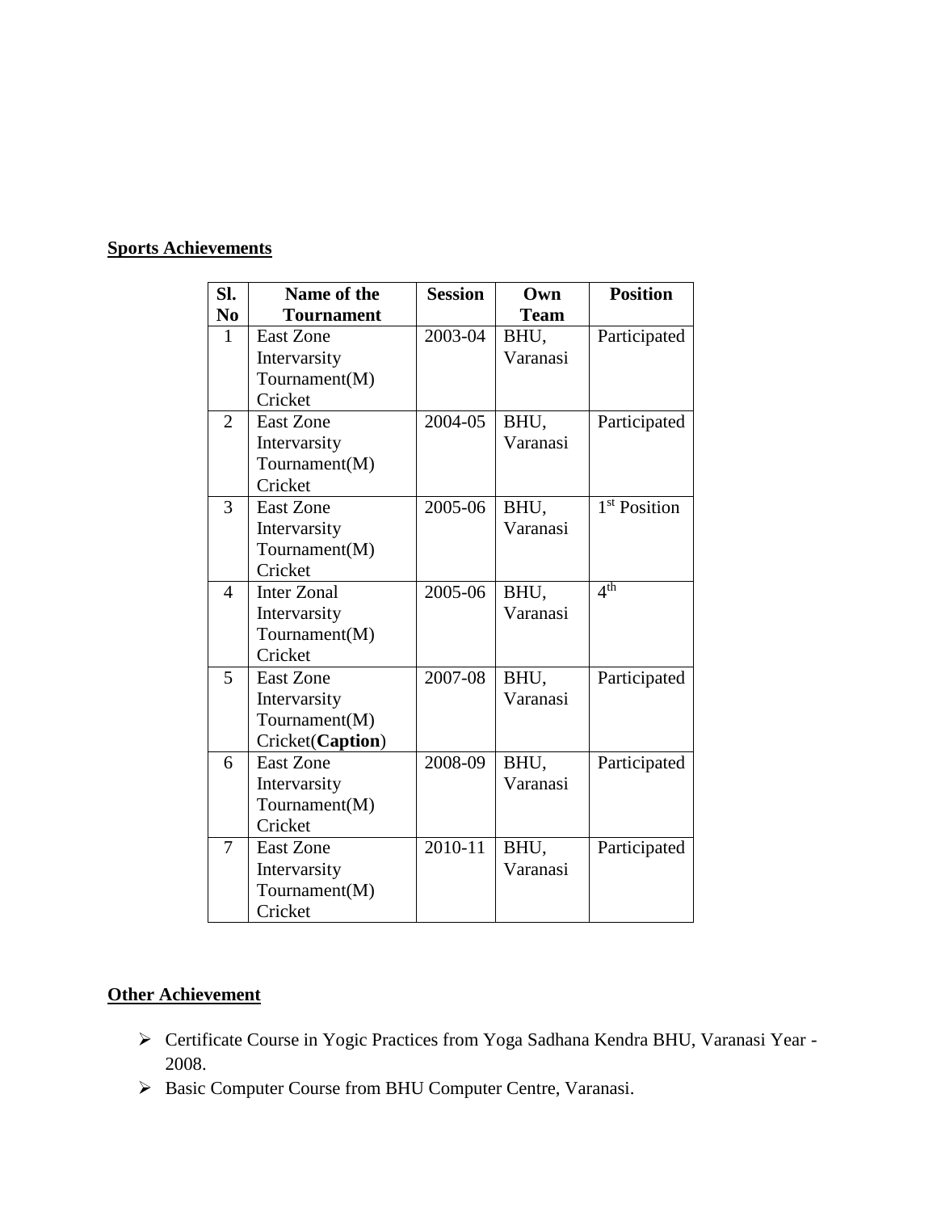## Sports Achievements

| Sl. No | Name of the Tournament | Session | Own Team | Position |
|---|---|---|---|---|
| 1 | East Zone Intervarsity Tournament(M) Cricket | 2003-04 | BHU, Varanasi | Participated |
| 2 | East Zone Intervarsity Tournament(M) Cricket | 2004-05 | BHU, Varanasi | Participated |
| 3 | East Zone Intervarsity Tournament(M) Cricket | 2005-06 | BHU, Varanasi | 1st Position |
| 4 | Inter Zonal Intervarsity Tournament(M) Cricket | 2005-06 | BHU, Varanasi | 4th |
| 5 | East Zone Intervarsity Tournament(M) Cricket(**Caption**) | 2007-08 | BHU, Varanasi | Participated |
| 6 | East Zone Intervarsity Tournament(M) Cricket | 2008-09 | BHU, Varanasi | Participated |
| 7 | East Zone Intervarsity Tournament(M) Cricket | 2010-11 | BHU, Varanasi | Participated |

## Other Achievement

- Certificate Course in Yogic Practices from Yoga Sadhana Kendra BHU, Varanasi Year - 2008.
- Basic Computer Course from BHU Computer Centre, Varanasi.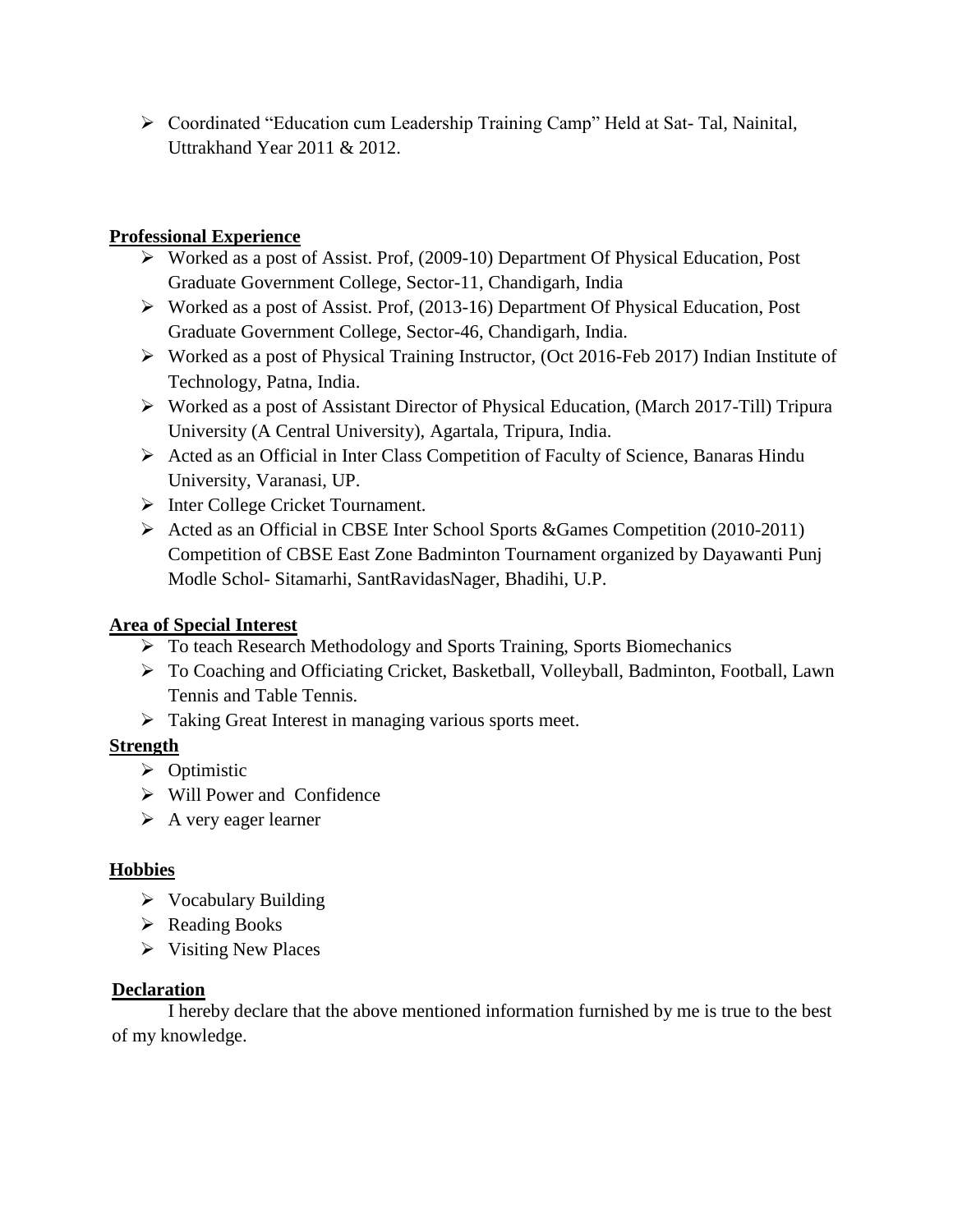- Coordinated "Education cum Leadership Training Camp" Held at Sat- Tal, Nainital, Uttrakhand Year 2011 & 2012.

**Professional Experience**

- Worked as a post of Assist. Prof, (2009-10) Department Of Physical Education, Post Graduate Government College, Sector-11, Chandigarh, India
- Worked as a post of Assist. Prof, (2013-16) Department Of Physical Education, Post Graduate Government College, Sector-46, Chandigarh, India.
- Worked as a post of Physical Training Instructor, (Oct 2016-Feb 2017) Indian Institute of Technology, Patna, India.
- Worked as a post of Assistant Director of Physical Education, (March 2017-Till) Tripura University (A Central University), Agartala, Tripura, India.
- Acted as an Official in Inter Class Competition of Faculty of Science, Banaras Hindu University, Varanasi, UP.
- Inter College Cricket Tournament.
- Acted as an Official in CBSE Inter School Sports &Games Competition (2010-2011) Competition of CBSE East Zone Badminton Tournament organized by Dayawanti Punj Modle Schol- Sitamarhi, SantRavidasNager, Bhadihi, U.P.

**Area of Special Interest**

- To teach Research Methodology and Sports Training, Sports Biomechanics
- To Coaching and Officiating Cricket, Basketball, Volleyball, Badminton, Football, Lawn Tennis and Table Tennis.
- Taking Great Interest in managing various sports meet.

**Strength**

- Optimistic
- Will Power and Confidence
- A very eager learner

**Hobbies**

- Vocabulary Building
- Reading Books
- Visiting New Places

**Declaration**

I hereby declare that the above mentioned information furnished by me is true to the best of my knowledge.